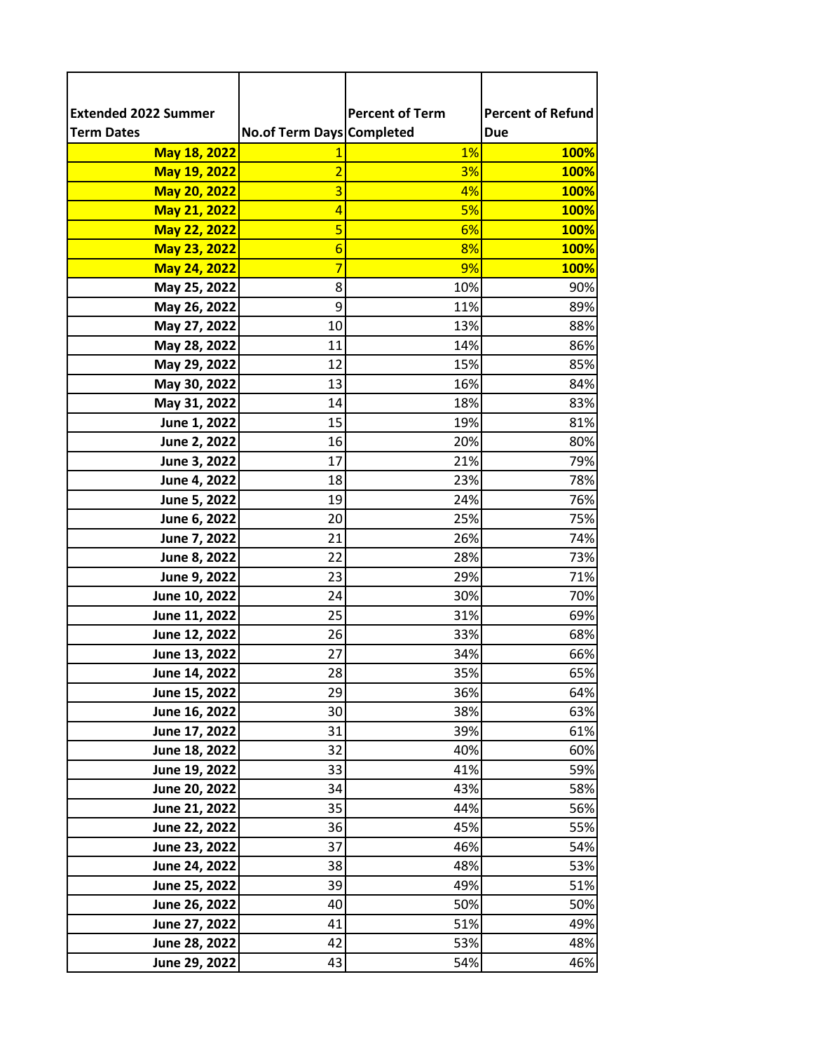| Extended 2022 Summer Term Dates | No.of Term Days | Percent of Term Completed | Percent of Refund Due |
|---|---|---|---|
| **May 18, 2022** | 1 | 1% | **100%** |
| **May 19, 2022** | 2 | 3% | **100%** |
| **May 20, 2022** | 3 | 4% | **100%** |
| **May 21, 2022** | 4 | 5% | **100%** |
| **May 22, 2022** | 5 | 6% | **100%** |
| **May 23, 2022** | 6 | 8% | **100%** |
| **May 24, 2022** | 7 | 9% | **100%** |
| **May 25, 2022** | 8 | 10% | 90% |
| **May 26, 2022** | 9 | 11% | 89% |
| **May 27, 2022** | 10 | 13% | 88% |
| **May 28, 2022** | 11 | 14% | 86% |
| **May 29, 2022** | 12 | 15% | 85% |
| **May 30, 2022** | 13 | 16% | 84% |
| **May 31, 2022** | 14 | 18% | 83% |
| **June 1, 2022** | 15 | 19% | 81% |
| **June 2, 2022** | 16 | 20% | 80% |
| **June 3, 2022** | 17 | 21% | 79% |
| **June 4, 2022** | 18 | 23% | 78% |
| **June 5, 2022** | 19 | 24% | 76% |
| **June 6, 2022** | 20 | 25% | 75% |
| **June 7, 2022** | 21 | 26% | 74% |
| **June 8, 2022** | 22 | 28% | 73% |
| **June 9, 2022** | 23 | 29% | 71% |
| **June 10, 2022** | 24 | 30% | 70% |
| **June 11, 2022** | 25 | 31% | 69% |
| **June 12, 2022** | 26 | 33% | 68% |
| **June 13, 2022** | 27 | 34% | 66% |
| **June 14, 2022** | 28 | 35% | 65% |
| **June 15, 2022** | 29 | 36% | 64% |
| **June 16, 2022** | 30 | 38% | 63% |
| **June 17, 2022** | 31 | 39% | 61% |
| **June 18, 2022** | 32 | 40% | 60% |
| **June 19, 2022** | 33 | 41% | 59% |
| **June 20, 2022** | 34 | 43% | 58% |
| **June 21, 2022** | 35 | 44% | 56% |
| **June 22, 2022** | 36 | 45% | 55% |
| **June 23, 2022** | 37 | 46% | 54% |
| **June 24, 2022** | 38 | 48% | 53% |
| **June 25, 2022** | 39 | 49% | 51% |
| **June 26, 2022** | 40 | 50% | 50% |
| **June 27, 2022** | 41 | 51% | 49% |
| **June 28, 2022** | 42 | 53% | 48% |
| **June 29, 2022** | 43 | 54% | 46% |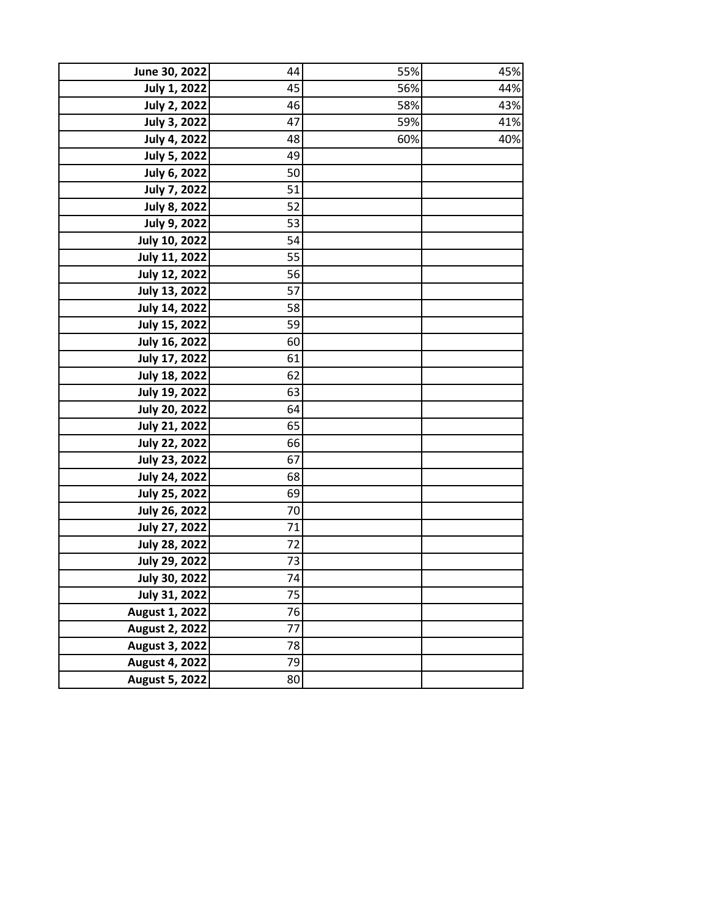| | | | |
|---|---|---|---|
| **June 30, 2022** | 44 | 55% | 45% |
| **July 1, 2022** | 45 | 56% | 44% |
| **July 2, 2022** | 46 | 58% | 43% |
| **July 3, 2022** | 47 | 59% | 41% |
| **July 4, 2022** | 48 | 60% | 40% |
| **July 5, 2022** | 49 | | |
| **July 6, 2022** | 50 | | |
| **July 7, 2022** | 51 | | |
| **July 8, 2022** | 52 | | |
| **July 9, 2022** | 53 | | |
| **July 10, 2022** | 54 | | |
| **July 11, 2022** | 55 | | |
| **July 12, 2022** | 56 | | |
| **July 13, 2022** | 57 | | |
| **July 14, 2022** | 58 | | |
| **July 15, 2022** | 59 | | |
| **July 16, 2022** | 60 | | |
| **July 17, 2022** | 61 | | |
| **July 18, 2022** | 62 | | |
| **July 19, 2022** | 63 | | |
| **July 20, 2022** | 64 | | |
| **July 21, 2022** | 65 | | |
| **July 22, 2022** | 66 | | |
| **July 23, 2022** | 67 | | |
| **July 24, 2022** | 68 | | |
| **July 25, 2022** | 69 | | |
| **July 26, 2022** | 70 | | |
| **July 27, 2022** | 71 | | |
| **July 28, 2022** | 72 | | |
| **July 29, 2022** | 73 | | |
| **July 30, 2022** | 74 | | |
| **July 31, 2022** | 75 | | |
| **August 1, 2022** | 76 | | |
| **August 2, 2022** | 77 | | |
| **August 3, 2022** | 78 | | |
| **August 4, 2022** | 79 | | |
| **August 5, 2022** | 80 | | |